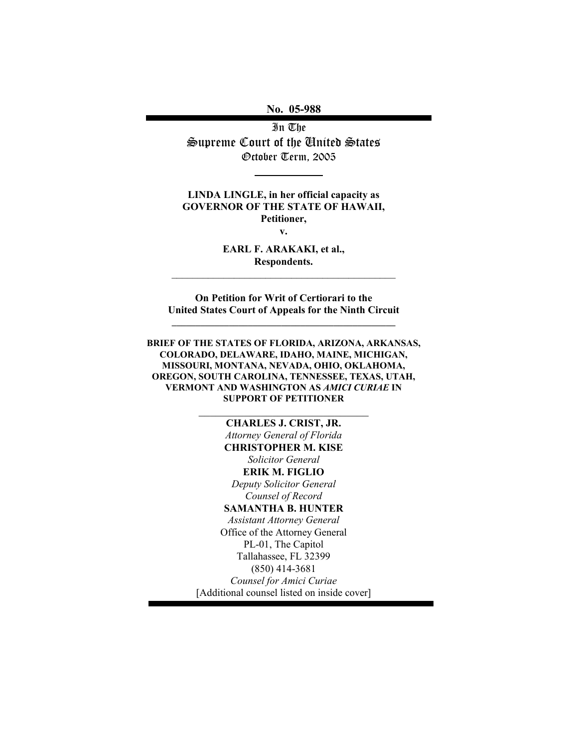**No. 05-988**

---

In The
Supreme Court of the United States
October Term, 2005

---

**LINDA LINGLE, in her official capacity as GOVERNOR OF THE STATE OF HAWAII, Petitioner,**

**v.**

**EARL F. ARAKAKI, et al., Respondents.**

---

**On Petition for Writ of Certiorari to the United States Court of Appeals for the Ninth Circuit**

---

**BRIEF OF THE STATES OF FLORIDA, ARIZONA, ARKANSAS, COLORADO, DELAWARE, IDAHO, MAINE, MICHIGAN, MISSOURI, MONTANA, NEVADA, OHIO, OKLAHOMA, OREGON, SOUTH CAROLINA, TENNESSEE, TEXAS, UTAH, VERMONT AND WASHINGTON AS *AMICI CURIAE* IN SUPPORT OF PETITIONER**

---

**CHARLES J. CRIST, JR.**
*Attorney General of Florida*
**CHRISTOPHER M. KISE**
*Solicitor General*
**ERIK M. FIGLIO**
*Deputy Solicitor General*
*Counsel of Record*
**SAMANTHA B. HUNTER**
*Assistant Attorney General*
Office of the Attorney General
PL-01, The Capitol
Tallahassee, FL 32399
(850) 414-3681
*Counsel for Amici Curiae*
[Additional counsel listed on inside cover]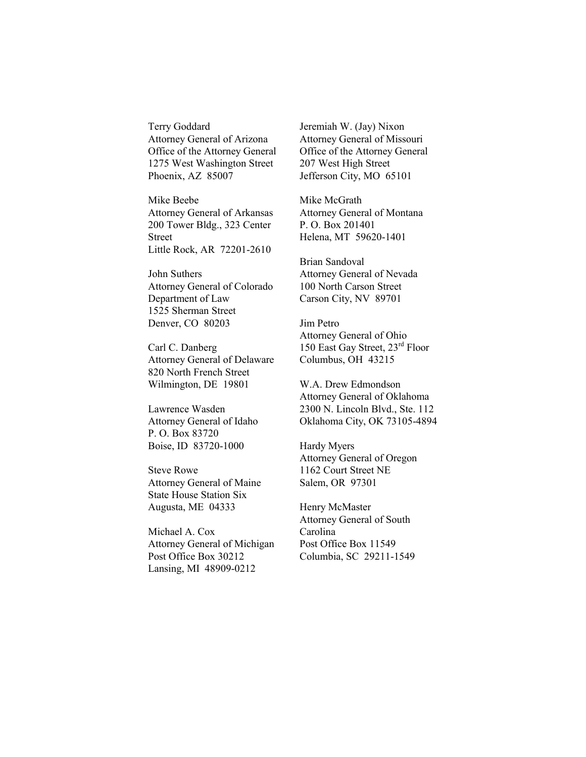Terry Goddard
Attorney General of Arizona
Office of the Attorney General
1275 West Washington Street
Phoenix, AZ 85007

Mike Beebe
Attorney General of Arkansas
200 Tower Bldg., 323 Center Street
Little Rock, AR 72201-2610

John Suthers
Attorney General of Colorado
Department of Law
1525 Sherman Street
Denver, CO 80203

Carl C. Danberg
Attorney General of Delaware
820 North French Street
Wilmington, DE 19801

Lawrence Wasden
Attorney General of Idaho
P. O. Box 83720
Boise, ID 83720-1000

Steve Rowe
Attorney General of Maine
State House Station Six
Augusta, ME 04333

Michael A. Cox
Attorney General of Michigan
Post Office Box 30212
Lansing, MI 48909-0212

Jeremiah W. (Jay) Nixon
Attorney General of Missouri
Office of the Attorney General
207 West High Street
Jefferson City, MO 65101

Mike McGrath
Attorney General of Montana
P. O. Box 201401
Helena, MT 59620-1401

Brian Sandoval
Attorney General of Nevada
100 North Carson Street
Carson City, NV 89701

Jim Petro
Attorney General of Ohio
150 East Gay Street, 23rd Floor
Columbus, OH 43215

W.A. Drew Edmondson
Attorney General of Oklahoma
2300 N. Lincoln Blvd., Ste. 112
Oklahoma City, OK 73105-4894

Hardy Myers
Attorney General of Oregon
1162 Court Street NE
Salem, OR 97301

Henry McMaster
Attorney General of South Carolina
Post Office Box 11549
Columbia, SC 29211-1549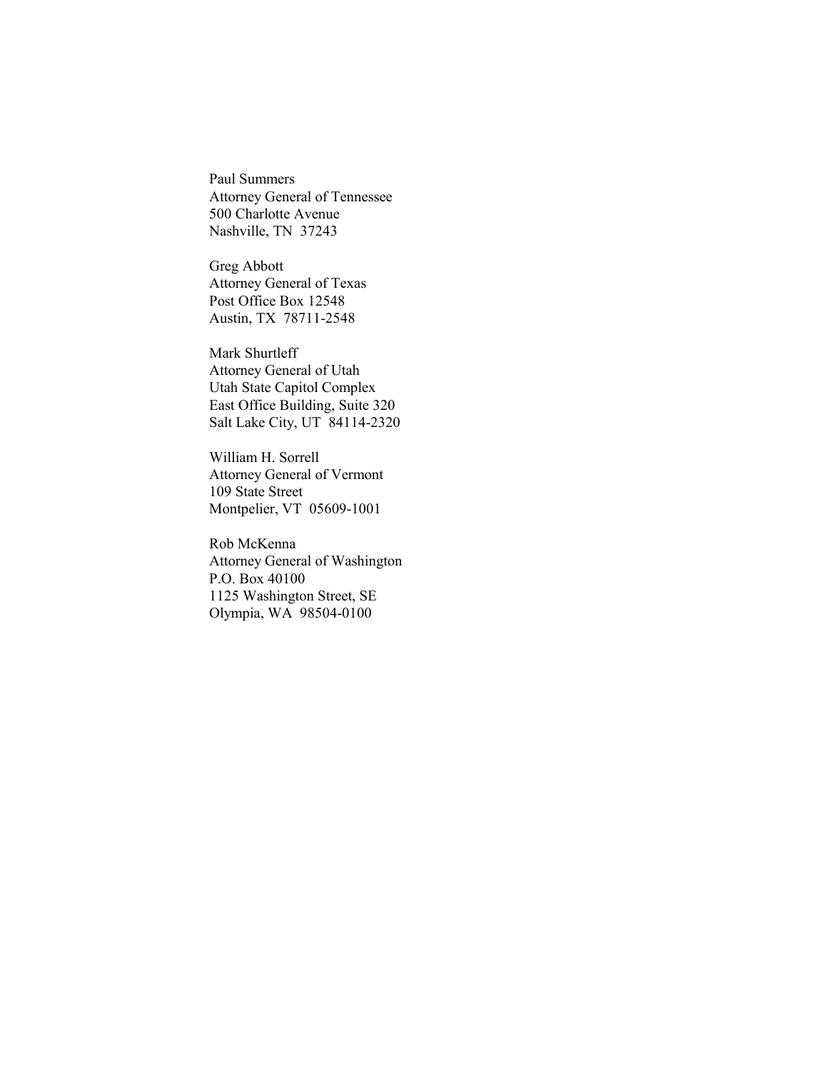Paul Summers  
Attorney General of Tennessee  
500 Charlotte Avenue  
Nashville, TN 37243

Greg Abbott  
Attorney General of Texas  
Post Office Box 12548  
Austin, TX 78711-2548

Mark Shurtleff  
Attorney General of Utah  
Utah State Capitol Complex  
East Office Building, Suite 320  
Salt Lake City, UT 84114-2320

William H. Sorrell  
Attorney General of Vermont  
109 State Street  
Montpelier, VT 05609-1001

Rob McKenna  
Attorney General of Washington  
P.O. Box 40100  
1125 Washington Street, SE  
Olympia, WA 98504-0100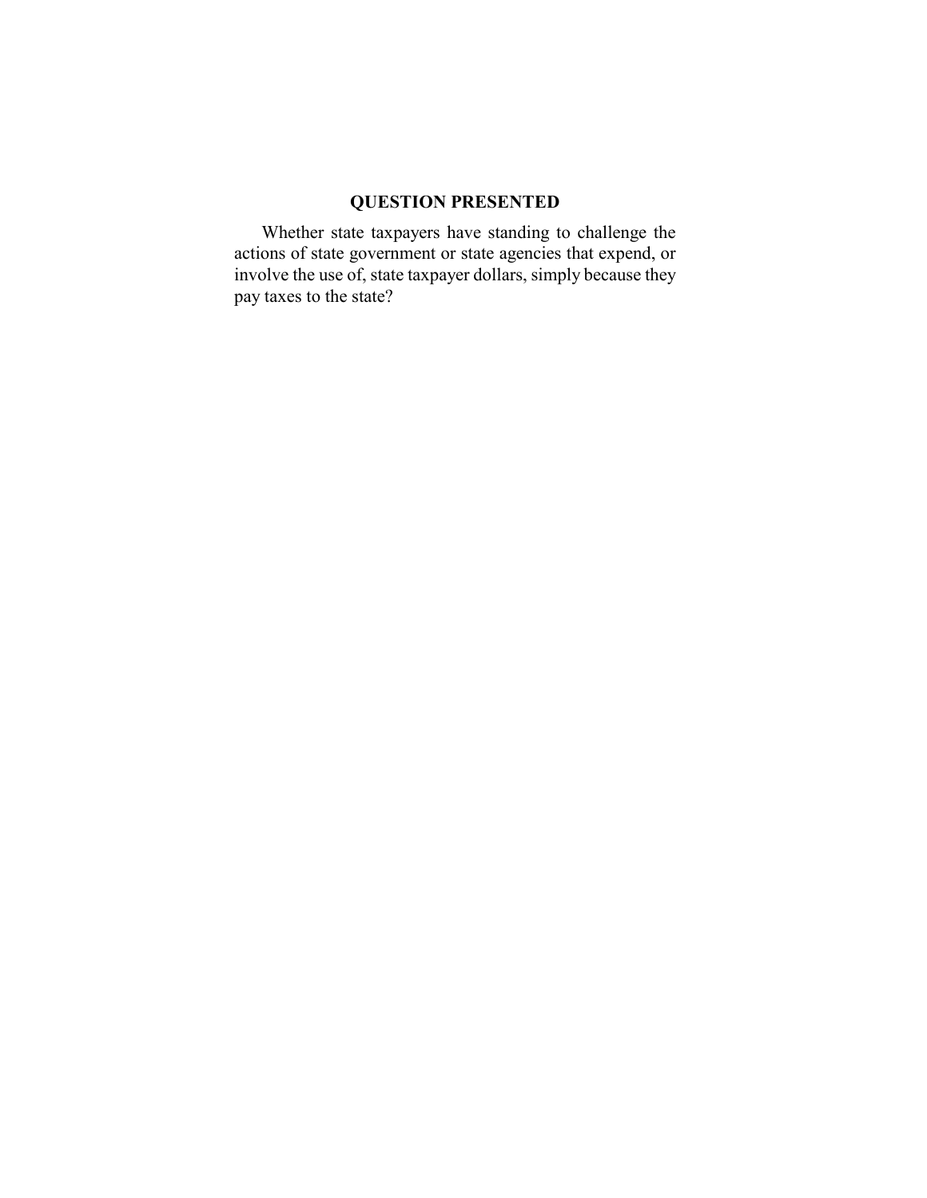## QUESTION PRESENTED

Whether state taxpayers have standing to challenge the actions of state government or state agencies that expend, or involve the use of, state taxpayer dollars, simply because they pay taxes to the state?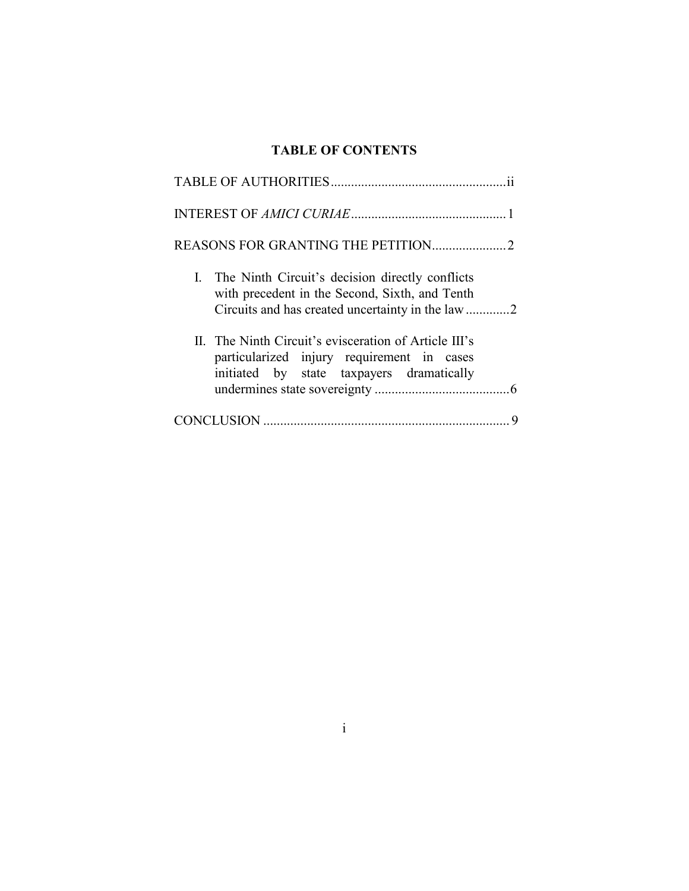## TABLE OF CONTENTS

TABLE OF AUTHORITIES .................................................... ii

INTEREST OF *AMICI CURIAE* ............................................ 1

REASONS FOR GRANTING THE PETITION ...................... 2

I. The Ninth Circuit's decision directly conflicts with precedent in the Second, Sixth, and Tenth Circuits and has created uncertainty in the law ............. 2

II. The Ninth Circuit's evisceration of Article III's particularized injury requirement in cases initiated by state taxpayers dramatically undermines state sovereignty ........................................ 6

CONCLUSION ......................................................................... 9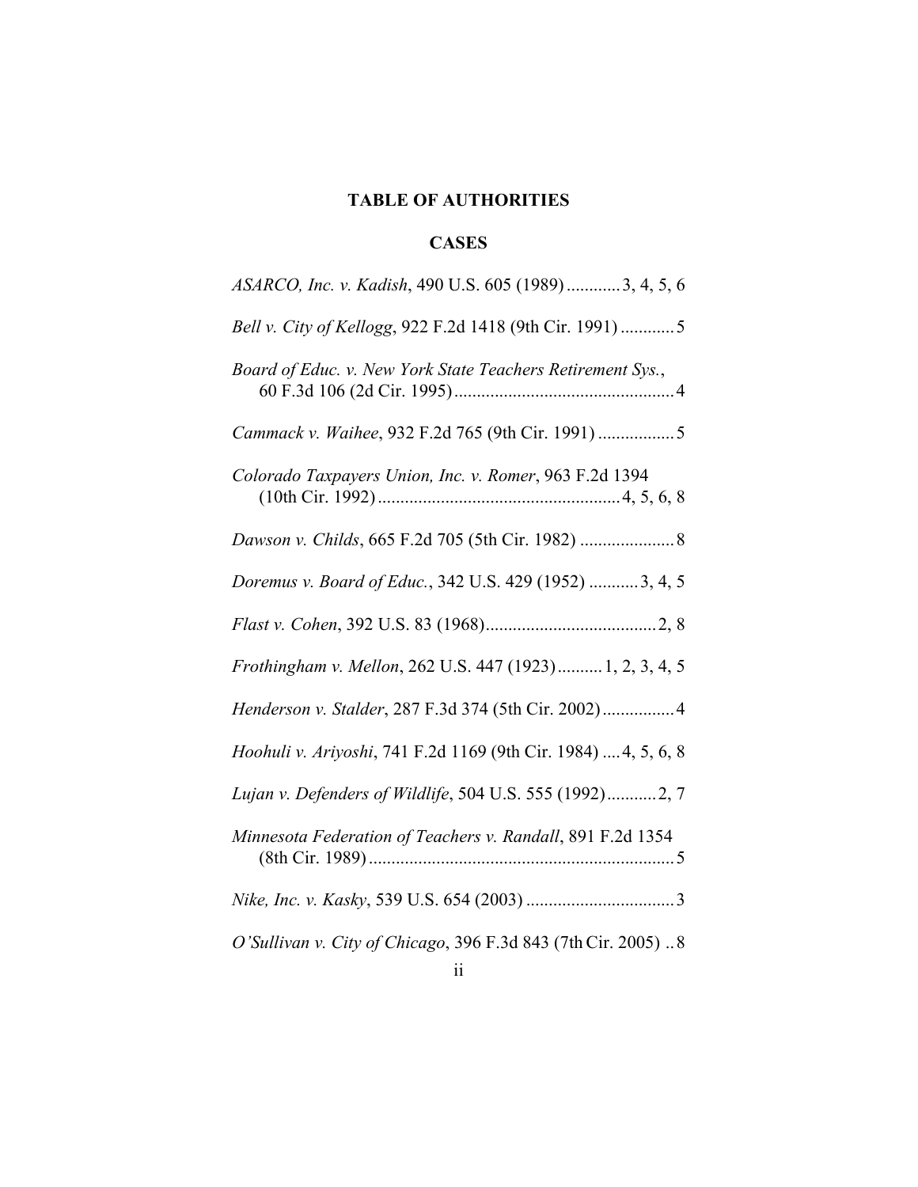## TABLE OF AUTHORITIES

### CASES

*ASARCO, Inc. v. Kadish*, 490 U.S. 605 (1989) ............ 3, 4, 5, 6

*Bell v. City of Kellogg*, 922 F.2d 1418 (9th Cir. 1991) ............ 5

*Board of Educ. v. New York State Teachers Retirement Sys.*, 60 F.3d 106 (2d Cir. 1995) ................................................. 4

*Cammack v. Waihee*, 932 F.2d 765 (9th Cir. 1991) ................. 5

*Colorado Taxpayers Union, Inc. v. Romer*, 963 F.2d 1394 (10th Cir. 1992) ...................................................... 4, 5, 6, 8

*Dawson v. Childs*, 665 F.2d 705 (5th Cir. 1982) ..................... 8

*Doremus v. Board of Educ.*, 342 U.S. 429 (1952) ........... 3, 4, 5

*Flast v. Cohen*, 392 U.S. 83 (1968) ...................................... 2, 8

*Frothingham v. Mellon*, 262 U.S. 447 (1923) .......... 1, 2, 3, 4, 5

*Henderson v. Stalder*, 287 F.3d 374 (5th Cir. 2002) ................ 4

*Hoohuli v. Ariyoshi*, 741 F.2d 1169 (9th Cir. 1984) .... 4, 5, 6, 8

*Lujan v. Defenders of Wildlife*, 504 U.S. 555 (1992) ........... 2, 7

*Minnesota Federation of Teachers v. Randall*, 891 F.2d 1354 (8th Cir. 1989) .................................................................... 5

*Nike, Inc. v. Kasky*, 539 U.S. 654 (2003) ................................. 3

*O'Sullivan v. City of Chicago*, 396 F.3d 843 (7th Cir. 2005) .. 8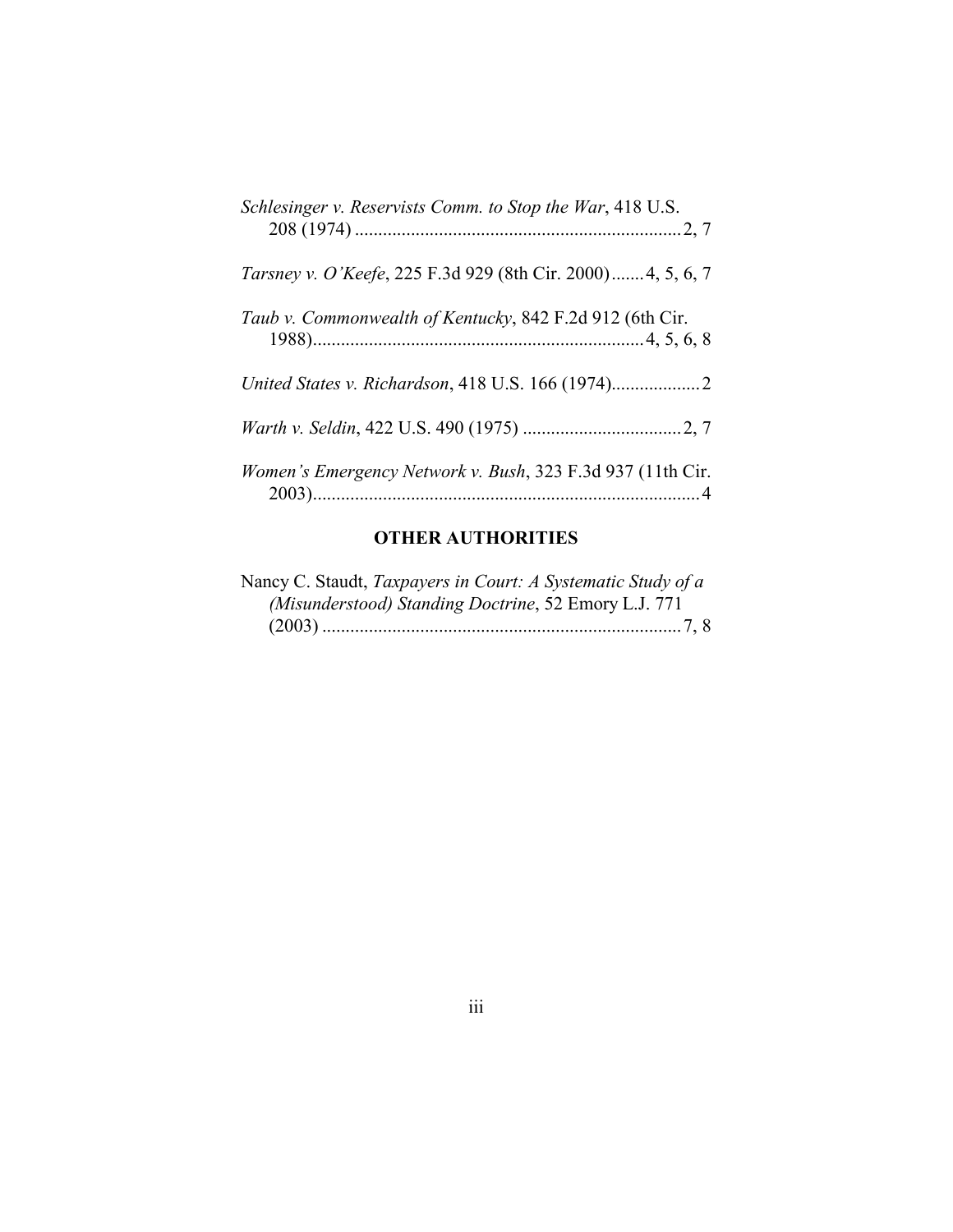*Schlesinger v. Reservists Comm. to Stop the War*, 418 U.S. 208 (1974) ...................................................................... 2, 7

*Tarsney v. O'Keefe*, 225 F.3d 929 (8th Cir. 2000) ....... 4, 5, 6, 7

*Taub v. Commonwealth of Kentucky*, 842 F.2d 912 (6th Cir. 1988) ...................................................................... 4, 5, 6, 8

*United States v. Richardson*, 418 U.S. 166 (1974) ................... 2

*Warth v. Seldin*, 422 U.S. 490 (1975) .................................. 2, 7

*Women's Emergency Network v. Bush*, 323 F.3d 937 (11th Cir. 2003) .................................................................................. 4

## OTHER AUTHORITIES

Nancy C. Staudt, *Taxpayers in Court: A Systematic Study of a (Misunderstood) Standing Doctrine*, 52 Emory L.J. 771 (2003) ............................................................................ 7, 8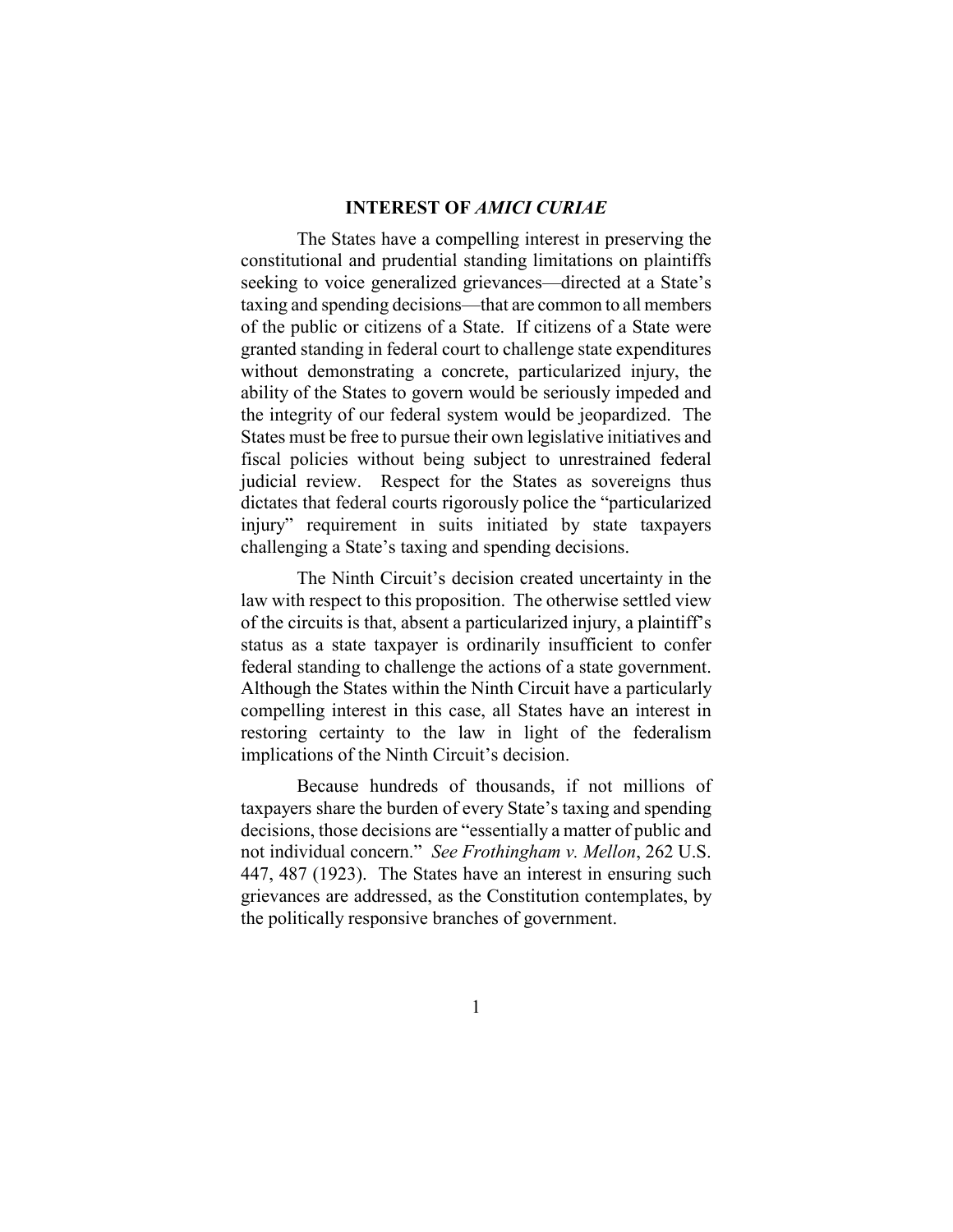## INTEREST OF *AMICI CURIAE*

The States have a compelling interest in preserving the constitutional and prudential standing limitations on plaintiffs seeking to voice generalized grievances—directed at a State's taxing and spending decisions—that are common to all members of the public or citizens of a State. If citizens of a State were granted standing in federal court to challenge state expenditures without demonstrating a concrete, particularized injury, the ability of the States to govern would be seriously impeded and the integrity of our federal system would be jeopardized. The States must be free to pursue their own legislative initiatives and fiscal policies without being subject to unrestrained federal judicial review. Respect for the States as sovereigns thus dictates that federal courts rigorously police the "particularized injury" requirement in suits initiated by state taxpayers challenging a State's taxing and spending decisions.

The Ninth Circuit's decision created uncertainty in the law with respect to this proposition. The otherwise settled view of the circuits is that, absent a particularized injury, a plaintiff's status as a state taxpayer is ordinarily insufficient to confer federal standing to challenge the actions of a state government. Although the States within the Ninth Circuit have a particularly compelling interest in this case, all States have an interest in restoring certainty to the law in light of the federalism implications of the Ninth Circuit's decision.

Because hundreds of thousands, if not millions of taxpayers share the burden of every State's taxing and spending decisions, those decisions are "essentially a matter of public and not individual concern." *See Frothingham v. Mellon*, 262 U.S. 447, 487 (1923). The States have an interest in ensuring such grievances are addressed, as the Constitution contemplates, by the politically responsive branches of government.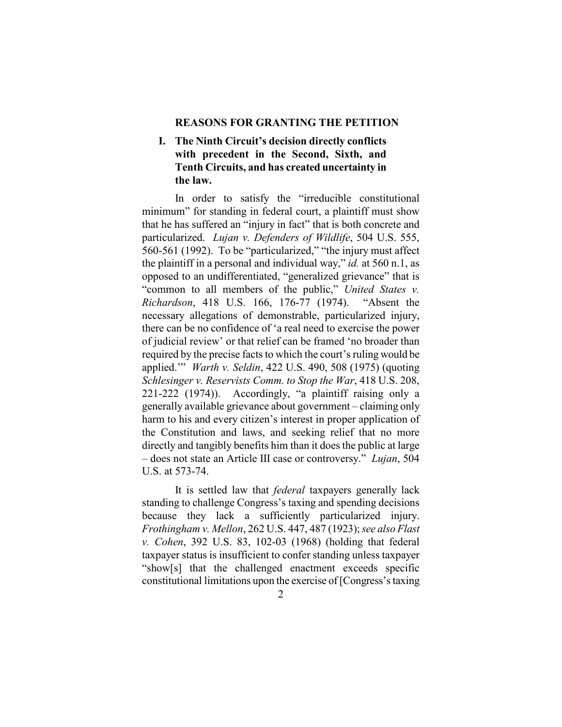## REASONS FOR GRANTING THE PETITION

### I. The Ninth Circuit's decision directly conflicts with precedent in the Second, Sixth, and Tenth Circuits, and has created uncertainty in the law.

In order to satisfy the "irreducible constitutional minimum" for standing in federal court, a plaintiff must show that he has suffered an "injury in fact" that is both concrete and particularized. *Lujan v. Defenders of Wildlife*, 504 U.S. 555, 560-561 (1992). To be "particularized," "the injury must affect the plaintiff in a personal and individual way," *id.* at 560 n.1, as opposed to an undifferentiated, "generalized grievance" that is "common to all members of the public," *United States v. Richardson*, 418 U.S. 166, 176-77 (1974). "Absent the necessary allegations of demonstrable, particularized injury, there can be no confidence of 'a real need to exercise the power of judicial review' or that relief can be framed 'no broader than required by the precise facts to which the court's ruling would be applied.'" *Warth v. Seldin*, 422 U.S. 490, 508 (1975) (quoting *Schlesinger v. Reservists Comm. to Stop the War*, 418 U.S. 208, 221-222 (1974)). Accordingly, "a plaintiff raising only a generally available grievance about government – claiming only harm to his and every citizen's interest in proper application of the Constitution and laws, and seeking relief that no more directly and tangibly benefits him than it does the public at large – does not state an Article III case or controversy." *Lujan*, 504 U.S. at 573-74.

It is settled law that *federal* taxpayers generally lack standing to challenge Congress's taxing and spending decisions because they lack a sufficiently particularized injury. *Frothingham v. Mellon*, 262 U.S. 447, 487 (1923); *see also Flast v. Cohen*, 392 U.S. 83, 102-03 (1968) (holding that federal taxpayer status is insufficient to confer standing unless taxpayer "show[s] that the challenged enactment exceeds specific constitutional limitations upon the exercise of [Congress's taxing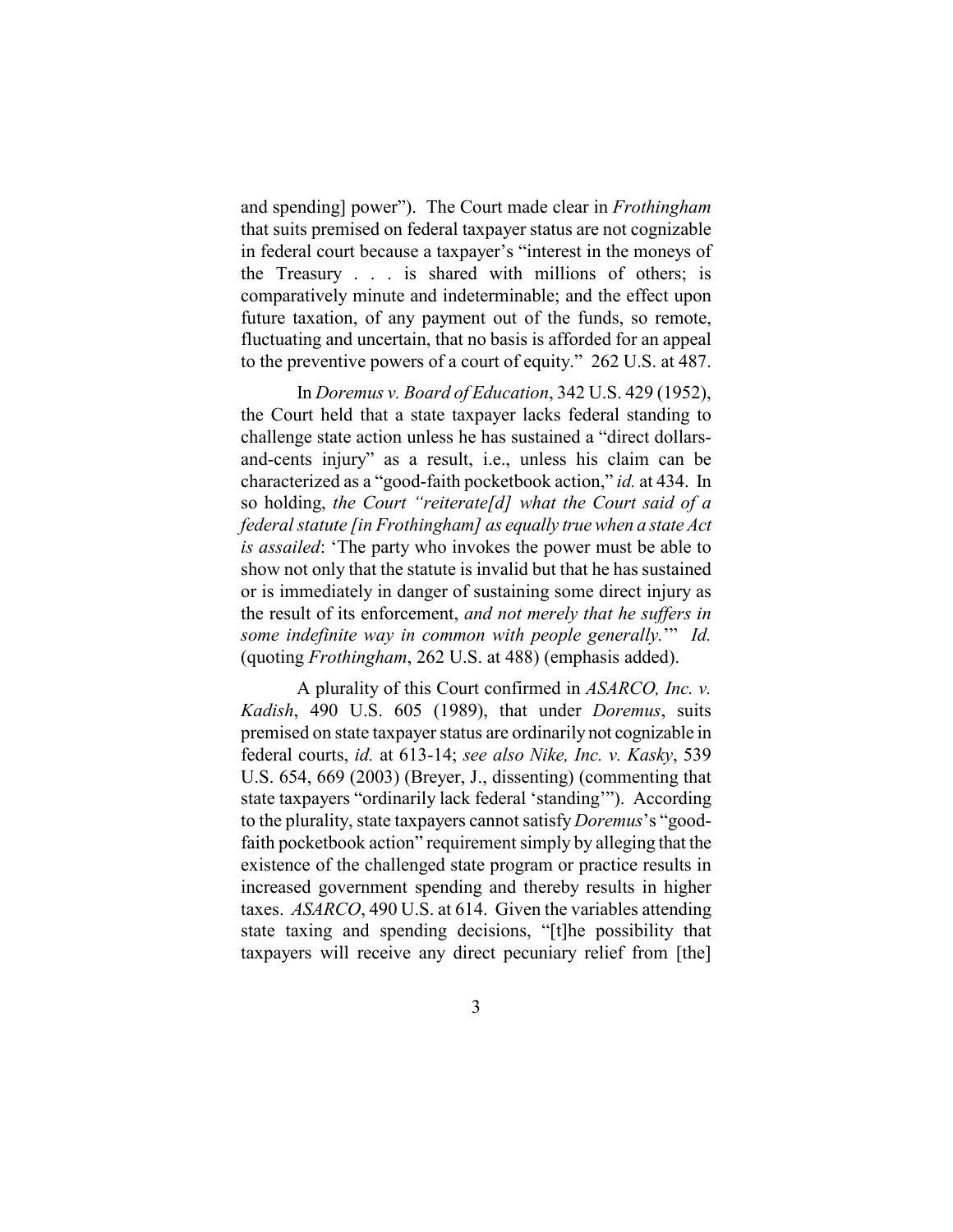and spending] power"). The Court made clear in *Frothingham* that suits premised on federal taxpayer status are not cognizable in federal court because a taxpayer's "interest in the moneys of the Treasury . . . is shared with millions of others; is comparatively minute and indeterminable; and the effect upon future taxation, of any payment out of the funds, so remote, fluctuating and uncertain, that no basis is afforded for an appeal to the preventive powers of a court of equity." 262 U.S. at 487.

In *Doremus v. Board of Education*, 342 U.S. 429 (1952), the Court held that a state taxpayer lacks federal standing to challenge state action unless he has sustained a "direct dollars-and-cents injury" as a result, i.e., unless his claim can be characterized as a "good-faith pocketbook action," *id.* at 434. In so holding, *the Court "reiterate[d] what the Court said of a federal statute [in Frothingham] as equally true when a state Act is assailed*: 'The party who invokes the power must be able to show not only that the statute is invalid but that he has sustained or is immediately in danger of sustaining some direct injury as the result of its enforcement, *and not merely that he suffers in some indefinite way in common with people generally.*'" *Id.* (quoting *Frothingham*, 262 U.S. at 488) (emphasis added).

A plurality of this Court confirmed in *ASARCO, Inc. v. Kadish*, 490 U.S. 605 (1989), that under *Doremus*, suits premised on state taxpayer status are ordinarily not cognizable in federal courts, *id.* at 613-14; *see also Nike, Inc. v. Kasky*, 539 U.S. 654, 669 (2003) (Breyer, J., dissenting) (commenting that state taxpayers "ordinarily lack federal 'standing'"). According to the plurality, state taxpayers cannot satisfy *Doremus*'s "good-faith pocketbook action" requirement simply by alleging that the existence of the challenged state program or practice results in increased government spending and thereby results in higher taxes. *ASARCO*, 490 U.S. at 614. Given the variables attending state taxing and spending decisions, "[t]he possibility that taxpayers will receive any direct pecuniary relief from [the]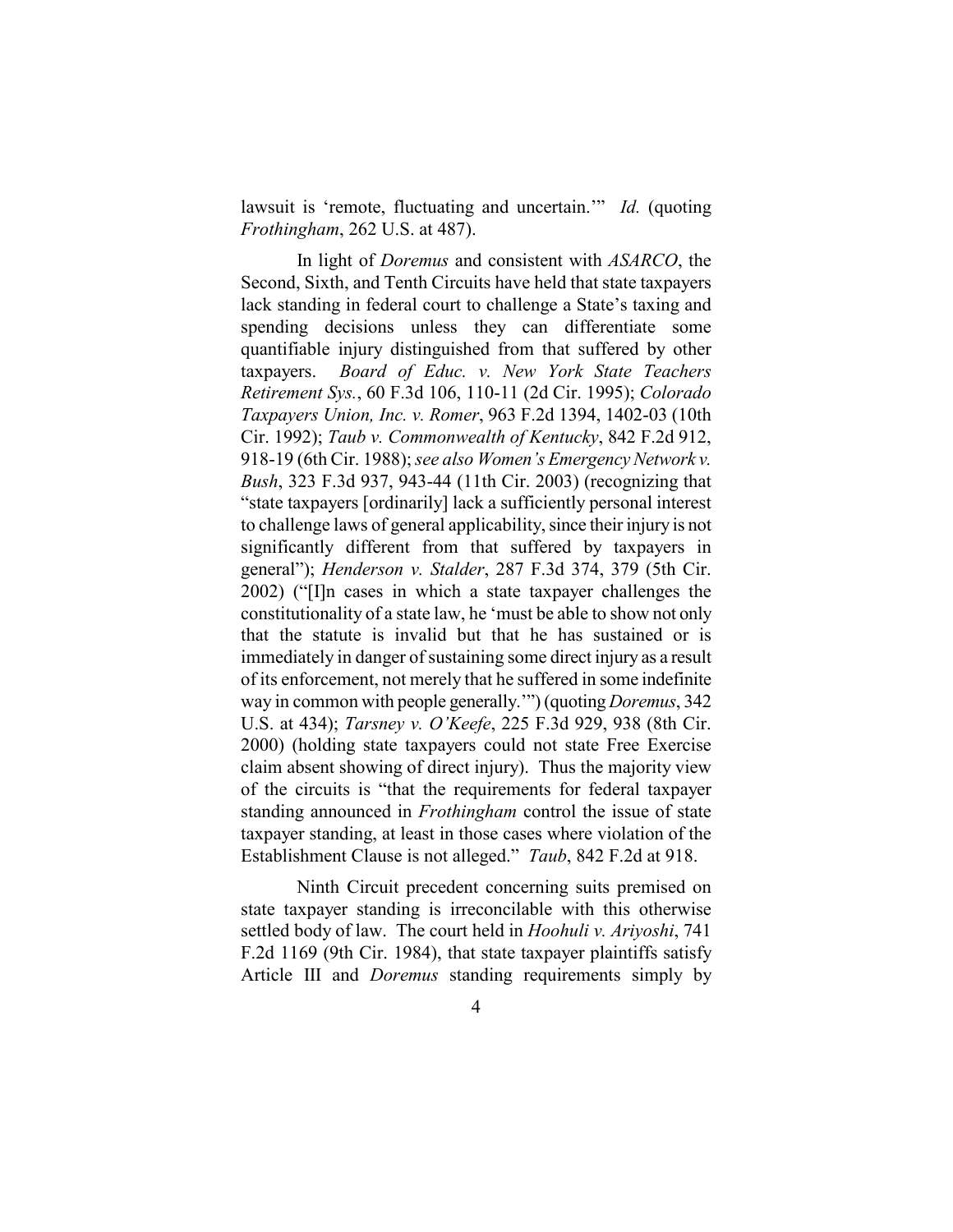lawsuit is 'remote, fluctuating and uncertain.'" *Id.* (quoting *Frothingham*, 262 U.S. at 487).

In light of *Doremus* and consistent with *ASARCO*, the Second, Sixth, and Tenth Circuits have held that state taxpayers lack standing in federal court to challenge a State's taxing and spending decisions unless they can differentiate some quantifiable injury distinguished from that suffered by other taxpayers. *Board of Educ. v. New York State Teachers Retirement Sys.*, 60 F.3d 106, 110-11 (2d Cir. 1995); *Colorado Taxpayers Union, Inc. v. Romer*, 963 F.2d 1394, 1402-03 (10th Cir. 1992); *Taub v. Commonwealth of Kentucky*, 842 F.2d 912, 918-19 (6th Cir. 1988); *see also Women's Emergency Network v. Bush*, 323 F.3d 937, 943-44 (11th Cir. 2003) (recognizing that "state taxpayers [ordinarily] lack a sufficiently personal interest to challenge laws of general applicability, since their injury is not significantly different from that suffered by taxpayers in general"); *Henderson v. Stalder*, 287 F.3d 374, 379 (5th Cir. 2002) ("[I]n cases in which a state taxpayer challenges the constitutionality of a state law, he 'must be able to show not only that the statute is invalid but that he has sustained or is immediately in danger of sustaining some direct injury as a result of its enforcement, not merely that he suffered in some indefinite way in common with people generally.'") (quoting *Doremus*, 342 U.S. at 434); *Tarsney v. O'Keefe*, 225 F.3d 929, 938 (8th Cir. 2000) (holding state taxpayers could not state Free Exercise claim absent showing of direct injury). Thus the majority view of the circuits is "that the requirements for federal taxpayer standing announced in *Frothingham* control the issue of state taxpayer standing, at least in those cases where violation of the Establishment Clause is not alleged." *Taub*, 842 F.2d at 918.

Ninth Circuit precedent concerning suits premised on state taxpayer standing is irreconcilable with this otherwise settled body of law. The court held in *Hoohuli v. Ariyoshi*, 741 F.2d 1169 (9th Cir. 1984), that state taxpayer plaintiffs satisfy Article III and *Doremus* standing requirements simply by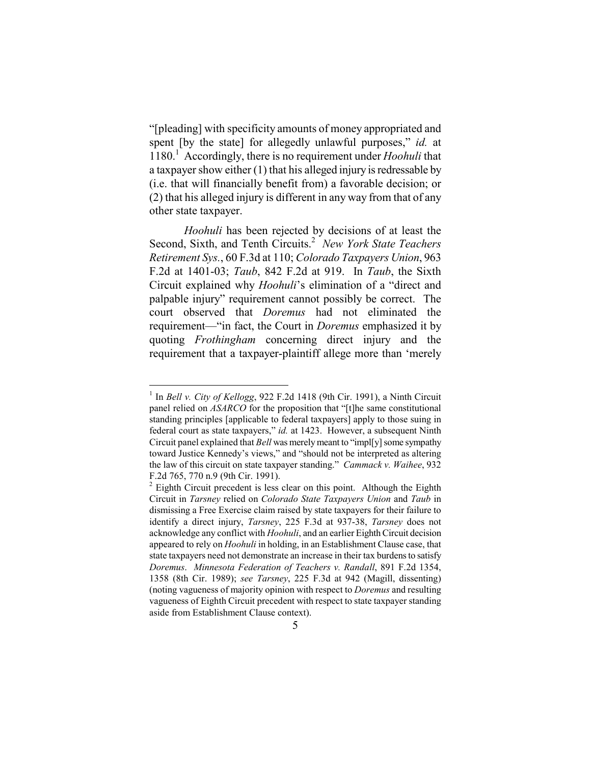"[pleading] with specificity amounts of money appropriated and spent [by the state] for allegedly unlawful purposes," *id.* at 1180.[1] Accordingly, there is no requirement under *Hoohuli* that a taxpayer show either (1) that his alleged injury is redressable by (i.e. that will financially benefit from) a favorable decision; or (2) that his alleged injury is different in any way from that of any other state taxpayer.

*Hoohuli* has been rejected by decisions of at least the Second, Sixth, and Tenth Circuits.[2] *New York State Teachers Retirement Sys.*, 60 F.3d at 110; *Colorado Taxpayers Union*, 963 F.2d at 1401-03; *Taub*, 842 F.2d at 919. In *Taub*, the Sixth Circuit explained why *Hoohuli*'s elimination of a "direct and palpable injury" requirement cannot possibly be correct. The court observed that *Doremus* had not eliminated the requirement—"in fact, the Court in *Doremus* emphasized it by quoting *Frothingham* concerning direct injury and the requirement that a taxpayer-plaintiff allege more than 'merely

---

[1] In *Bell v. City of Kellogg*, 922 F.2d 1418 (9th Cir. 1991), a Ninth Circuit panel relied on *ASARCO* for the proposition that "[t]he same constitutional standing principles [applicable to federal taxpayers] apply to those suing in federal court as state taxpayers," *id.* at 1423. However, a subsequent Ninth Circuit panel explained that *Bell* was merely meant to "impl[y] some sympathy toward Justice Kennedy's views," and "should not be interpreted as altering the law of this circuit on state taxpayer standing." *Cammack v. Waihee*, 932 F.2d 765, 770 n.9 (9th Cir. 1991).

[2] Eighth Circuit precedent is less clear on this point. Although the Eighth Circuit in *Tarsney* relied on *Colorado State Taxpayers Union* and *Taub* in dismissing a Free Exercise claim raised by state taxpayers for their failure to identify a direct injury, *Tarsney*, 225 F.3d at 937-38, *Tarsney* does not acknowledge any conflict with *Hoohuli*, and an earlier Eighth Circuit decision appeared to rely on *Hoohuli* in holding, in an Establishment Clause case, that state taxpayers need not demonstrate an increase in their tax burdens to satisfy *Doremus*. *Minnesota Federation of Teachers v. Randall*, 891 F.2d 1354, 1358 (8th Cir. 1989); *see Tarsney*, 225 F.3d at 942 (Magill, dissenting) (noting vagueness of majority opinion with respect to *Doremus* and resulting vagueness of Eighth Circuit precedent with respect to state taxpayer standing aside from Establishment Clause context).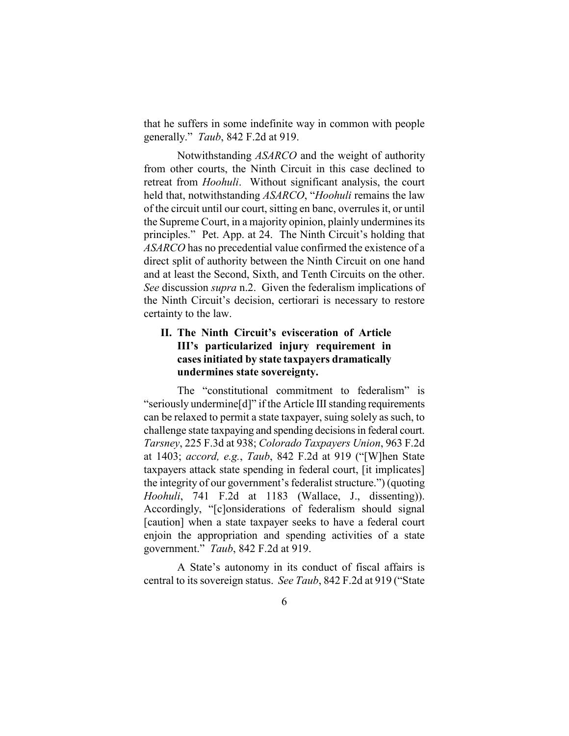that he suffers in some indefinite way in common with people generally." *Taub*, 842 F.2d at 919.

Notwithstanding *ASARCO* and the weight of authority from other courts, the Ninth Circuit in this case declined to retreat from *Hoohuli*. Without significant analysis, the court held that, notwithstanding *ASARCO*, "*Hoohuli* remains the law of the circuit until our court, sitting en banc, overrules it, or until the Supreme Court, in a majority opinion, plainly undermines its principles." Pet. App. at 24. The Ninth Circuit's holding that *ASARCO* has no precedential value confirmed the existence of a direct split of authority between the Ninth Circuit on one hand and at least the Second, Sixth, and Tenth Circuits on the other. *See* discussion *supra* n.2. Given the federalism implications of the Ninth Circuit's decision, certiorari is necessary to restore certainty to the law.

## II. The Ninth Circuit's evisceration of Article III's particularized injury requirement in cases initiated by state taxpayers dramatically undermines state sovereignty.

The "constitutional commitment to federalism" is "seriously undermine[d]" if the Article III standing requirements can be relaxed to permit a state taxpayer, suing solely as such, to challenge state taxpaying and spending decisions in federal court. *Tarsney*, 225 F.3d at 938; *Colorado Taxpayers Union*, 963 F.2d at 1403; *accord, e.g.*, *Taub*, 842 F.2d at 919 ("[W]hen State taxpayers attack state spending in federal court, [it implicates] the integrity of our government's federalist structure.") (quoting *Hoohuli*, 741 F.2d at 1183 (Wallace, J., dissenting)). Accordingly, "[c]onsiderations of federalism should signal [caution] when a state taxpayer seeks to have a federal court enjoin the appropriation and spending activities of a state government." *Taub*, 842 F.2d at 919.

A State's autonomy in its conduct of fiscal affairs is central to its sovereign status. *See Taub*, 842 F.2d at 919 ("State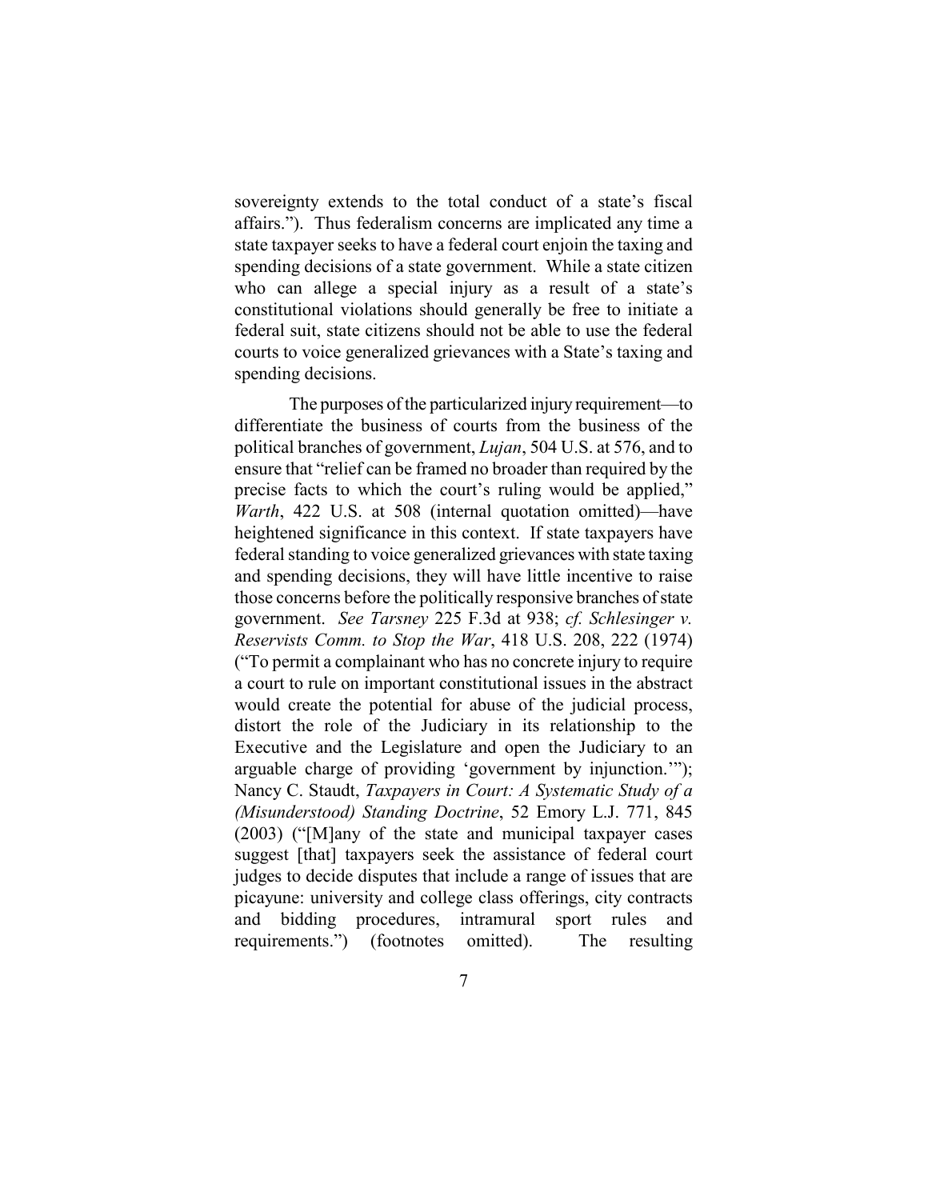sovereignty extends to the total conduct of a state's fiscal affairs."). Thus federalism concerns are implicated any time a state taxpayer seeks to have a federal court enjoin the taxing and spending decisions of a state government. While a state citizen who can allege a special injury as a result of a state's constitutional violations should generally be free to initiate a federal suit, state citizens should not be able to use the federal courts to voice generalized grievances with a State's taxing and spending decisions.

The purposes of the particularized injury requirement—to differentiate the business of courts from the business of the political branches of government, *Lujan*, 504 U.S. at 576, and to ensure that "relief can be framed no broader than required by the precise facts to which the court's ruling would be applied," *Warth*, 422 U.S. at 508 (internal quotation omitted)—have heightened significance in this context. If state taxpayers have federal standing to voice generalized grievances with state taxing and spending decisions, they will have little incentive to raise those concerns before the politically responsive branches of state government. *See Tarsney* 225 F.3d at 938; *cf. Schlesinger v. Reservists Comm. to Stop the War*, 418 U.S. 208, 222 (1974) ("To permit a complainant who has no concrete injury to require a court to rule on important constitutional issues in the abstract would create the potential for abuse of the judicial process, distort the role of the Judiciary in its relationship to the Executive and the Legislature and open the Judiciary to an arguable charge of providing 'government by injunction.'"); Nancy C. Staudt, *Taxpayers in Court: A Systematic Study of a (Misunderstood) Standing Doctrine*, 52 Emory L.J. 771, 845 (2003) ("[M]any of the state and municipal taxpayer cases suggest [that] taxpayers seek the assistance of federal court judges to decide disputes that include a range of issues that are picayune: university and college class offerings, city contracts and bidding procedures, intramural sport rules and requirements.") (footnotes omitted). The resulting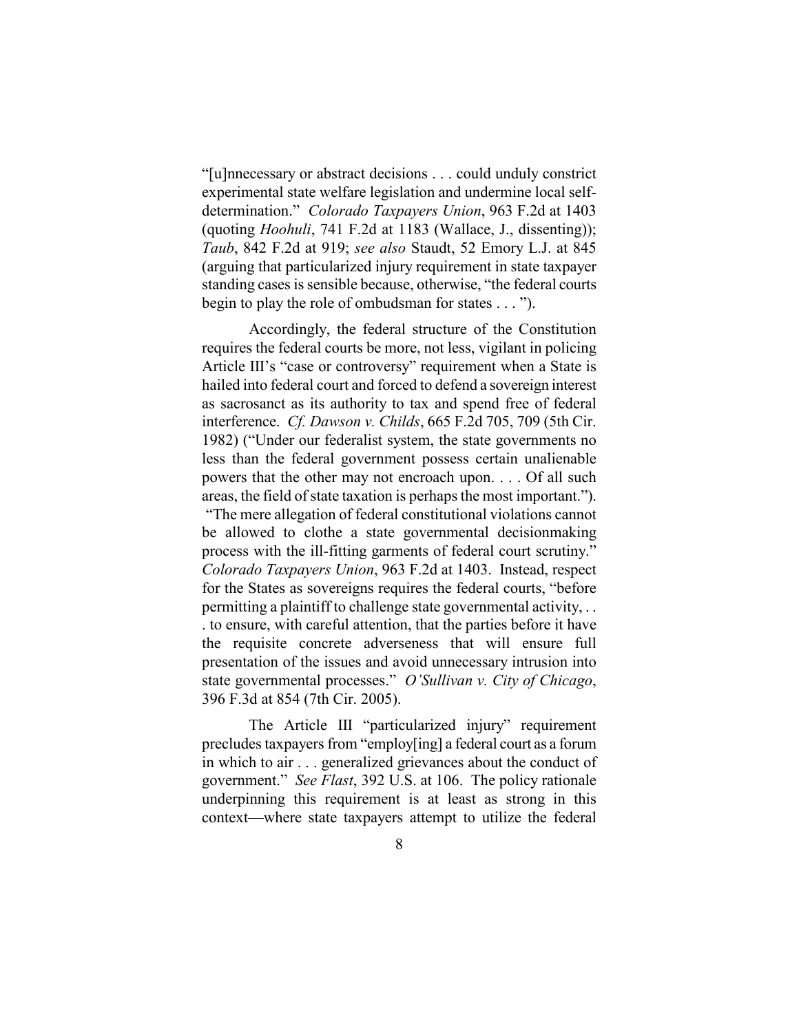"[u]nnecessary or abstract decisions . . . could unduly constrict experimental state welfare legislation and undermine local self-determination." *Colorado Taxpayers Union*, 963 F.2d at 1403 (quoting *Hoohuli*, 741 F.2d at 1183 (Wallace, J., dissenting)); *Taub*, 842 F.2d at 919; *see also* Staudt, 52 Emory L.J. at 845 (arguing that particularized injury requirement in state taxpayer standing cases is sensible because, otherwise, "the federal courts begin to play the role of ombudsman for states . . . ").

Accordingly, the federal structure of the Constitution requires the federal courts be more, not less, vigilant in policing Article III's "case or controversy" requirement when a State is hailed into federal court and forced to defend a sovereign interest as sacrosanct as its authority to tax and spend free of federal interference. *Cf. Dawson v. Childs*, 665 F.2d 705, 709 (5th Cir. 1982) ("Under our federalist system, the state governments no less than the federal government possess certain unalienable powers that the other may not encroach upon. . . . Of all such areas, the field of state taxation is perhaps the most important."). "The mere allegation of federal constitutional violations cannot be allowed to clothe a state governmental decisionmaking process with the ill-fitting garments of federal court scrutiny." *Colorado Taxpayers Union*, 963 F.2d at 1403. Instead, respect for the States as sovereigns requires the federal courts, "before permitting a plaintiff to challenge state governmental activity, . . . to ensure, with careful attention, that the parties before it have the requisite concrete adverseness that will ensure full presentation of the issues and avoid unnecessary intrusion into state governmental processes." *O'Sullivan v. City of Chicago*, 396 F.3d at 854 (7th Cir. 2005).

The Article III "particularized injury" requirement precludes taxpayers from "employ[ing] a federal court as a forum in which to air . . . generalized grievances about the conduct of government." *See Flast*, 392 U.S. at 106. The policy rationale underpinning this requirement is at least as strong in this context—where state taxpayers attempt to utilize the federal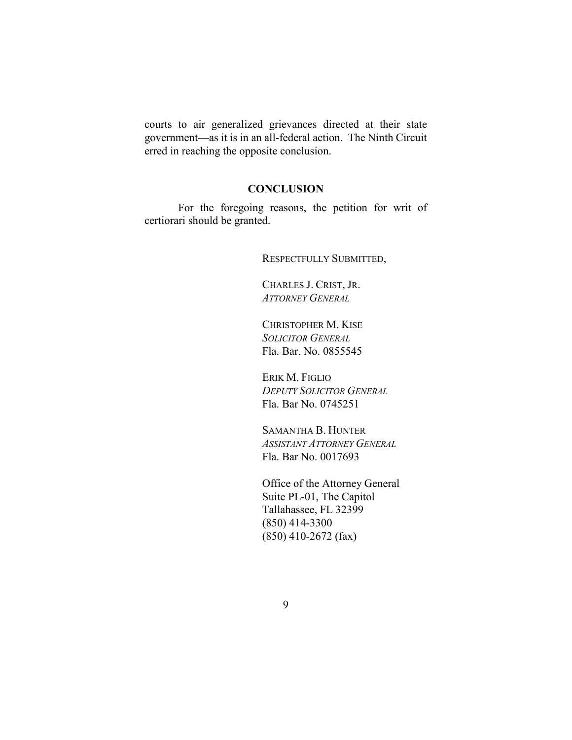courts to air generalized grievances directed at their state government—as it is in an all-federal action. The Ninth Circuit erred in reaching the opposite conclusion.

## CONCLUSION

For the foregoing reasons, the petition for writ of certiorari should be granted.

RESPECTFULLY SUBMITTED,

CHARLES J. CRIST, JR.
*ATTORNEY GENERAL*

CHRISTOPHER M. KISE
*SOLICITOR GENERAL*
Fla. Bar. No. 0855545

ERIK M. FIGLIO
*DEPUTY SOLICITOR GENERAL*
Fla. Bar No. 0745251

SAMANTHA B. HUNTER
*ASSISTANT ATTORNEY GENERAL*
Fla. Bar No. 0017693

Office of the Attorney General
Suite PL-01, The Capitol
Tallahassee, FL 32399
(850) 414-3300
(850) 410-2672 (fax)